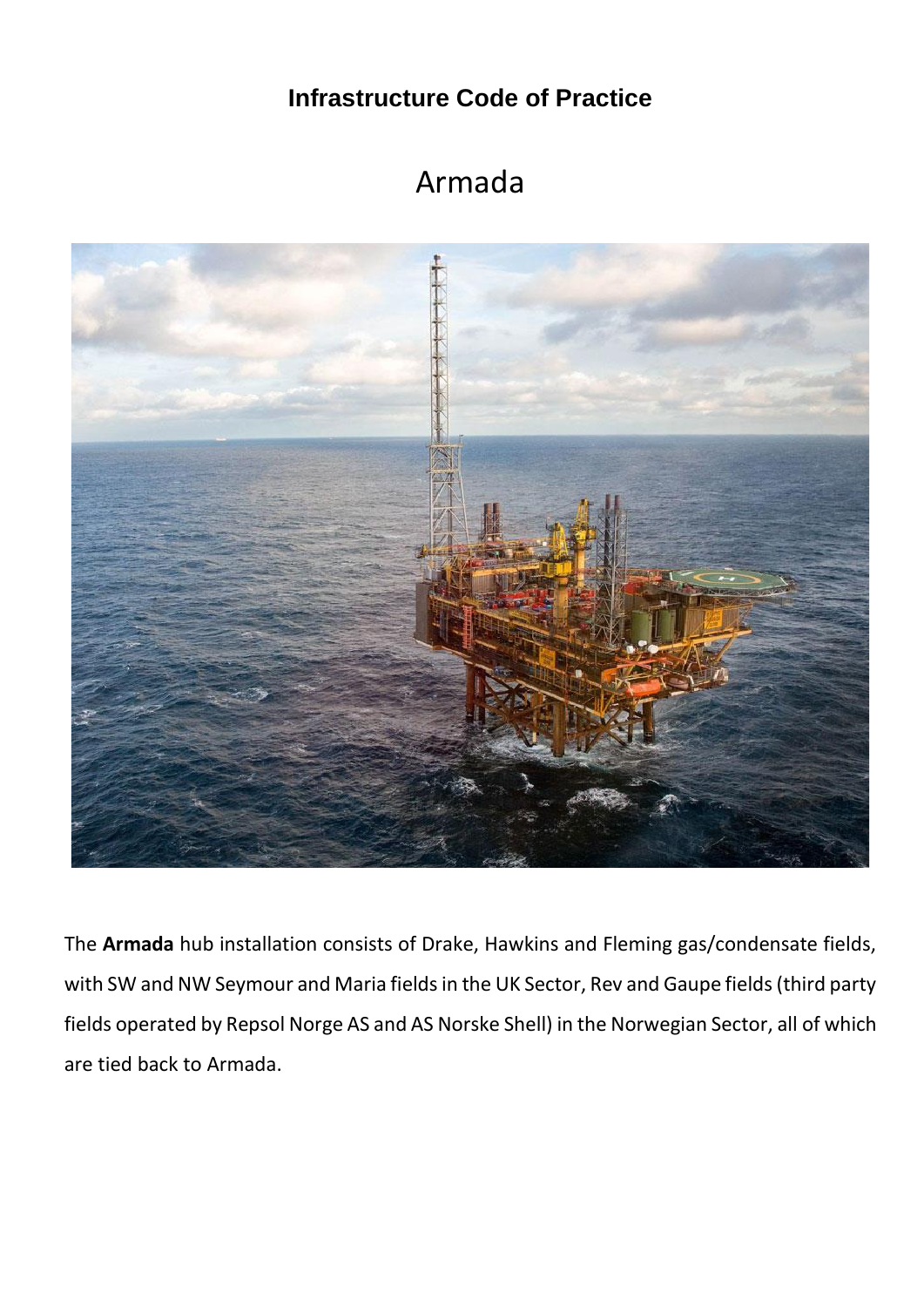# Infrastructure Code of Practice

## Armada

The **Armada** hub installation consists of Drake, Hawkins and Fleming gas/condensate fields, with SW and NW Seymour and Maria fields in the UK Sector, Rev and Gaupe fields (third party fields operated by Repsol Norge AS and AS Norske Shell) in the Norwegian Sector, all of which are tied back to Armada.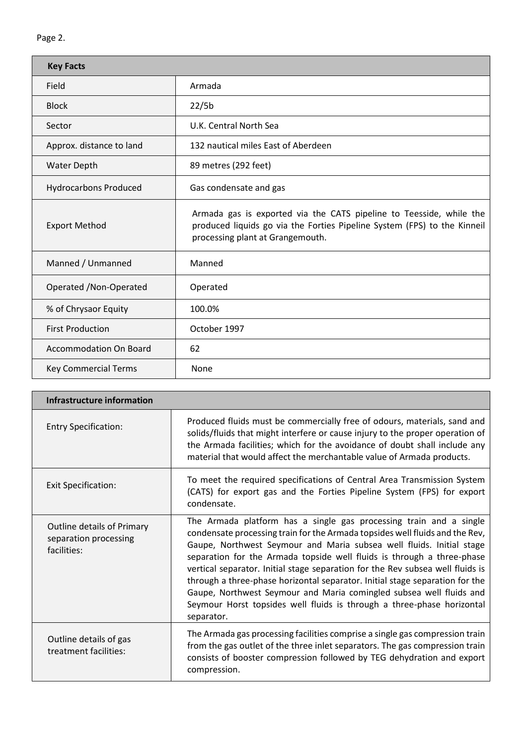| Key Facts | |
|---|---|
| Field | Armada |
| Block | 22/5b |
| Sector | U.K. Central North Sea |
| Approx. distance to land | 132 nautical miles East of Aberdeen |
| Water Depth | 89 metres (292 feet) |
| Hydrocarbons Produced | Gas condensate and gas |
| Export Method | Armada gas is exported via the CATS pipeline to Teesside, while the produced liquids go via the Forties Pipeline System (FPS) to the Kinneil processing plant at Grangemouth. |
| Manned / Unmanned | Manned |
| Operated /Non-Operated | Operated |
| % of Chrysaor Equity | 100.0% |
| First Production | October 1997 |
| Accommodation On Board | 62 |
| Key Commercial Terms | None |

| Infrastructure information | |
|---|---|
| Entry Specification: | Produced fluids must be commercially free of odours, materials, sand and solids/fluids that might interfere or cause injury to the proper operation of the Armada facilities; which for the avoidance of doubt shall include any material that would affect the merchantable value of Armada products. |
| Exit Specification: | To meet the required specifications of Central Area Transmission System (CATS) for export gas and the Forties Pipeline System (FPS) for export condensate. |
| Outline details of Primary separation processing facilities: | The Armada platform has a single gas processing train and a single condensate processing train for the Armada topsides well fluids and the Rev, Gaupe, Northwest Seymour and Maria subsea well fluids. Initial stage separation for the Armada topside well fluids is through a three-phase vertical separator. Initial stage separation for the Rev subsea well fluids is through a three-phase horizontal separator. Initial stage separation for the Gaupe, Northwest Seymour and Maria comingled subsea well fluids and Seymour Horst topsides well fluids is through a three-phase horizontal separator. |
| Outline details of gas treatment facilities: | The Armada gas processing facilities comprise a single gas compression train from the gas outlet of the three inlet separators. The gas compression train consists of booster compression followed by TEG dehydration and export compression. |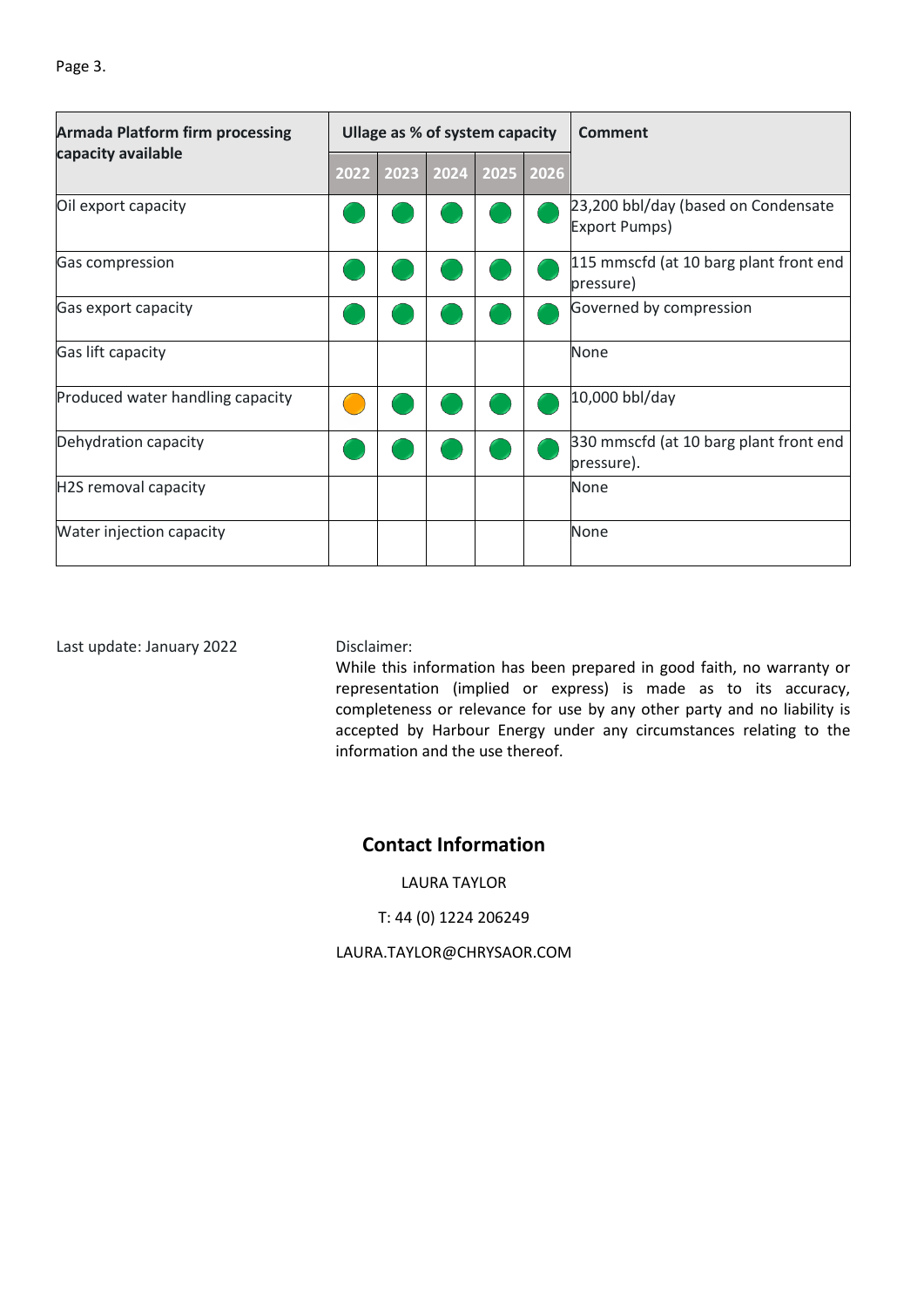| Armada Platform firm processing capacity available | Ullage as % of system capacity | | | | | Comment |
|---|---|---|---|---|---|---|
| | 2022 | 2023 | 2024 | 2025 | 2026 | |
| Oil export capacity | 🟢 | 🟢 | 🟢 | 🟢 | 🟢 | 23,200 bbl/day (based on Condensate Export Pumps) |
| Gas compression | 🟢 | 🟢 | 🟢 | 🟢 | 🟢 | 115 mmscfd (at 10 barg plant front end pressure) |
| Gas export capacity | 🟢 | 🟢 | 🟢 | 🟢 | 🟢 | Governed by compression |
| Gas lift capacity | | | | | | None |
| Produced water handling capacity | 🟠 | 🟢 | 🟢 | 🟢 | 🟢 | 10,000 bbl/day |
| Dehydration capacity | 🟢 | 🟢 | 🟢 | 🟢 | 🟢 | 330 mmscfd (at 10 barg plant front end pressure). |
| $H_2S$ removal capacity | | | | | | None |
| Water injection capacity | | | | | | None |

Last update: January 2022

Disclaimer:
While this information has been prepared in good faith, no warranty or representation (implied or express) is made as to its accuracy, completeness or relevance for use by any other party and no liability is accepted by Harbour Energy under any circumstances relating to the information and the use thereof.

## Contact Information

LAURA TAYLOR

T: 44 (0) 1224 206249

LAURA.TAYLOR@CHRYSAOR.COM